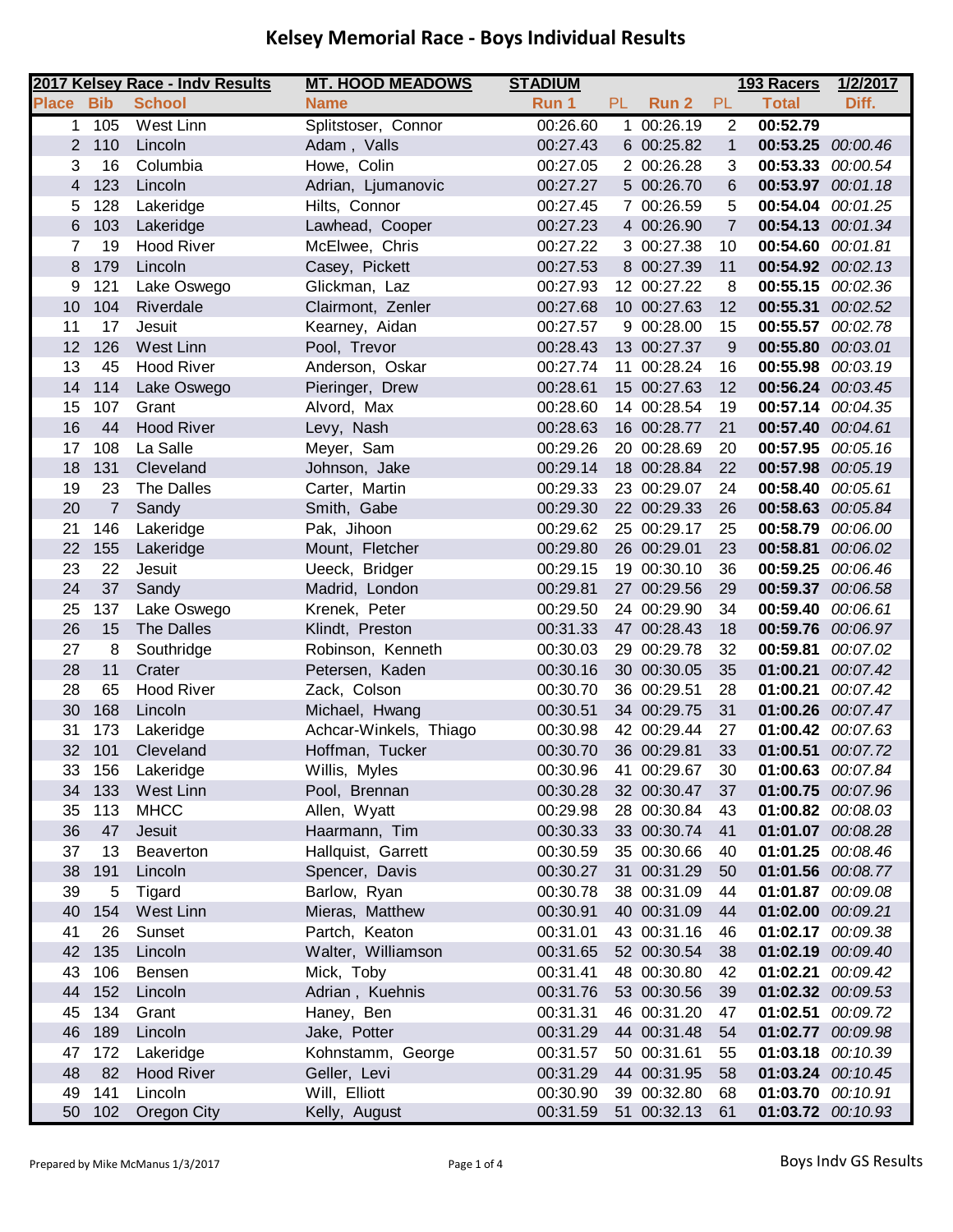# Kelsey Memorial Race - Boys Individual Results

| 2017 Kelsey Race - Indv Results | | | MT. HOOD MEADOWS | STADIUM | | | | 193 Racers | 1/2/2017 |
|---|---|---|---|---|---|---|---|---|---|
| Place | Bib | School | Name | Run 1 | PL | Run 2 | PL | Total | Diff. |
| 1 | 105 | West Linn | Splitstoser, Connor | 00:26.60 | 1 | 00:26.19 | 2 | **00:52.79** | |
| 2 | 110 | Lincoln | Adam , Valls | 00:27.43 | 6 | 00:25.82 | 1 | **00:53.25** | *00:00.46* |
| 3 | 16 | Columbia | Howe, Colin | 00:27.05 | 2 | 00:26.28 | 3 | **00:53.33** | *00:00.54* |
| 4 | 123 | Lincoln | Adrian, Ljumanovic | 00:27.27 | 5 | 00:26.70 | 6 | **00:53.97** | *00:01.18* |
| 5 | 128 | Lakeridge | Hilts, Connor | 00:27.45 | 7 | 00:26.59 | 5 | **00:54.04** | *00:01.25* |
| 6 | 103 | Lakeridge | Lawhead, Cooper | 00:27.23 | 4 | 00:26.90 | 7 | **00:54.13** | *00:01.34* |
| 7 | 19 | Hood River | McElwee, Chris | 00:27.22 | 3 | 00:27.38 | 10 | **00:54.60** | *00:01.81* |
| 8 | 179 | Lincoln | Casey, Pickett | 00:27.53 | 8 | 00:27.39 | 11 | **00:54.92** | *00:02.13* |
| 9 | 121 | Lake Oswego | Glickman, Laz | 00:27.93 | 12 | 00:27.22 | 8 | **00:55.15** | *00:02.36* |
| 10 | 104 | Riverdale | Clairmont, Zenler | 00:27.68 | 10 | 00:27.63 | 12 | **00:55.31** | *00:02.52* |
| 11 | 17 | Jesuit | Kearney, Aidan | 00:27.57 | 9 | 00:28.00 | 15 | **00:55.57** | *00:02.78* |
| 12 | 126 | West Linn | Pool, Trevor | 00:28.43 | 13 | 00:27.37 | 9 | **00:55.80** | *00:03.01* |
| 13 | 45 | Hood River | Anderson, Oskar | 00:27.74 | 11 | 00:28.24 | 16 | **00:55.98** | *00:03.19* |
| 14 | 114 | Lake Oswego | Pieringer, Drew | 00:28.61 | 15 | 00:27.63 | 12 | **00:56.24** | *00:03.45* |
| 15 | 107 | Grant | Alvord, Max | 00:28.60 | 14 | 00:28.54 | 19 | **00:57.14** | *00:04.35* |
| 16 | 44 | Hood River | Levy, Nash | 00:28.63 | 16 | 00:28.77 | 21 | **00:57.40** | *00:04.61* |
| 17 | 108 | La Salle | Meyer, Sam | 00:29.26 | 20 | 00:28.69 | 20 | **00:57.95** | *00:05.16* |
| 18 | 131 | Cleveland | Johnson, Jake | 00:29.14 | 18 | 00:28.84 | 22 | **00:57.98** | *00:05.19* |
| 19 | 23 | The Dalles | Carter, Martin | 00:29.33 | 23 | 00:29.07 | 24 | **00:58.40** | *00:05.61* |
| 20 | 7 | Sandy | Smith, Gabe | 00:29.30 | 22 | 00:29.33 | 26 | **00:58.63** | *00:05.84* |
| 21 | 146 | Lakeridge | Pak, Jihoon | 00:29.62 | 25 | 00:29.17 | 25 | **00:58.79** | *00:06.00* |
| 22 | 155 | Lakeridge | Mount, Fletcher | 00:29.80 | 26 | 00:29.01 | 23 | **00:58.81** | *00:06.02* |
| 23 | 22 | Jesuit | Ueeck, Bridger | 00:29.15 | 19 | 00:30.10 | 36 | **00:59.25** | *00:06.46* |
| 24 | 37 | Sandy | Madrid, London | 00:29.81 | 27 | 00:29.56 | 29 | **00:59.37** | *00:06.58* |
| 25 | 137 | Lake Oswego | Krenek, Peter | 00:29.50 | 24 | 00:29.90 | 34 | **00:59.40** | *00:06.61* |
| 26 | 15 | The Dalles | Klindt, Preston | 00:31.33 | 47 | 00:28.43 | 18 | **00:59.76** | *00:06.97* |
| 27 | 8 | Southridge | Robinson, Kenneth | 00:30.03 | 29 | 00:29.78 | 32 | **00:59.81** | *00:07.02* |
| 28 | 11 | Crater | Petersen, Kaden | 00:30.16 | 30 | 00:30.05 | 35 | **01:00.21** | *00:07.42* |
| 28 | 65 | Hood River | Zack, Colson | 00:30.70 | 36 | 00:29.51 | 28 | **01:00.21** | *00:07.42* |
| 30 | 168 | Lincoln | Michael, Hwang | 00:30.51 | 34 | 00:29.75 | 31 | **01:00.26** | *00:07.47* |
| 31 | 173 | Lakeridge | Achcar-Winkels, Thiago | 00:30.98 | 42 | 00:29.44 | 27 | **01:00.42** | *00:07.63* |
| 32 | 101 | Cleveland | Hoffman, Tucker | 00:30.70 | 36 | 00:29.81 | 33 | **01:00.51** | *00:07.72* |
| 33 | 156 | Lakeridge | Willis, Myles | 00:30.96 | 41 | 00:29.67 | 30 | **01:00.63** | *00:07.84* |
| 34 | 133 | West Linn | Pool, Brennan | 00:30.28 | 32 | 00:30.47 | 37 | **01:00.75** | *00:07.96* |
| 35 | 113 | MHCC | Allen, Wyatt | 00:29.98 | 28 | 00:30.84 | 43 | **01:00.82** | *00:08.03* |
| 36 | 47 | Jesuit | Haarmann, Tim | 00:30.33 | 33 | 00:30.74 | 41 | **01:01.07** | *00:08.28* |
| 37 | 13 | Beaverton | Hallquist, Garrett | 00:30.59 | 35 | 00:30.66 | 40 | **01:01.25** | *00:08.46* |
| 38 | 191 | Lincoln | Spencer, Davis | 00:30.27 | 31 | 00:31.29 | 50 | **01:01.56** | *00:08.77* |
| 39 | 5 | Tigard | Barlow, Ryan | 00:30.78 | 38 | 00:31.09 | 44 | **01:01.87** | *00:09.08* |
| 40 | 154 | West Linn | Mieras, Matthew | 00:30.91 | 40 | 00:31.09 | 44 | **01:02.00** | *00:09.21* |
| 41 | 26 | Sunset | Partch, Keaton | 00:31.01 | 43 | 00:31.16 | 46 | **01:02.17** | *00:09.38* |
| 42 | 135 | Lincoln | Walter, Williamson | 00:31.65 | 52 | 00:30.54 | 38 | **01:02.19** | *00:09.40* |
| 43 | 106 | Bensen | Mick, Toby | 00:31.41 | 48 | 00:30.80 | 42 | **01:02.21** | *00:09.42* |
| 44 | 152 | Lincoln | Adrian , Kuehnis | 00:31.76 | 53 | 00:30.56 | 39 | **01:02.32** | *00:09.53* |
| 45 | 134 | Grant | Haney, Ben | 00:31.31 | 46 | 00:31.20 | 47 | **01:02.51** | *00:09.72* |
| 46 | 189 | Lincoln | Jake, Potter | 00:31.29 | 44 | 00:31.48 | 54 | **01:02.77** | *00:09.98* |
| 47 | 172 | Lakeridge | Kohnstamm, George | 00:31.57 | 50 | 00:31.61 | 55 | **01:03.18** | *00:10.39* |
| 48 | 82 | Hood River | Geller, Levi | 00:31.29 | 44 | 00:31.95 | 58 | **01:03.24** | *00:10.45* |
| 49 | 141 | Lincoln | Will, Elliott | 00:30.90 | 39 | 00:32.80 | 68 | **01:03.70** | *00:10.91* |
| 50 | 102 | Oregon City | Kelly, August | 00:31.59 | 51 | 00:32.13 | 61 | **01:03.72** | *00:10.93* |

Prepared by Mike McManus 1/3/2017

Boys Indv GS Results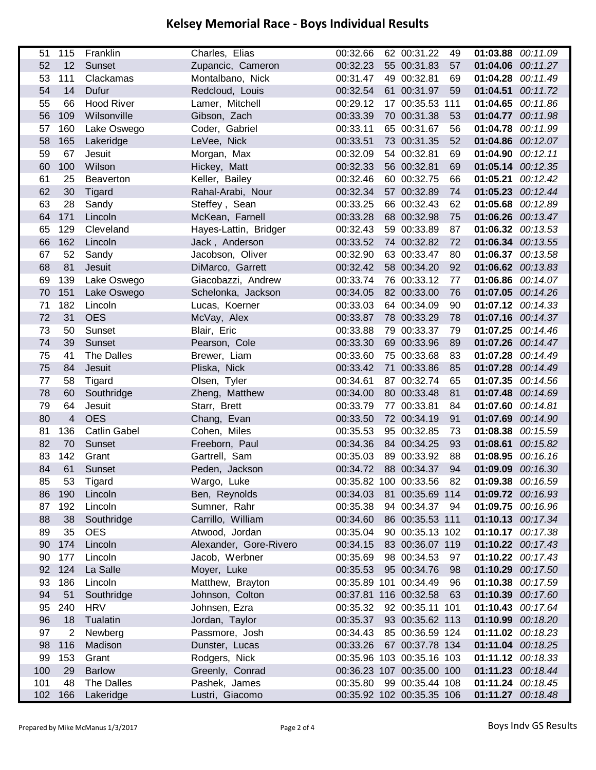# Kelsey Memorial Race - Boys Individual Results

| | | | | | | | | | |
|---|---|---|---|---|---|---|---|---|---|
| 51 | 115 | Franklin | Charles, Elias | 00:32.66 | 62 | 00:31.22 | 49 | **01:03.88** | *00:11.09* |
| 52 | 12 | Sunset | Zupancic, Cameron | 00:32.23 | 55 | 00:31.83 | 57 | **01:04.06** | *00:11.27* |
| 53 | 111 | Clackamas | Montalbano, Nick | 00:31.47 | 49 | 00:32.81 | 69 | **01:04.28** | *00:11.49* |
| 54 | 14 | Dufur | Redcloud, Louis | 00:32.54 | 61 | 00:31.97 | 59 | **01:04.51** | *00:11.72* |
| 55 | 66 | Hood River | Lamer, Mitchell | 00:29.12 | 17 | 00:35.53 | 111 | **01:04.65** | *00:11.86* |
| 56 | 109 | Wilsonville | Gibson, Zach | 00:33.39 | 70 | 00:31.38 | 53 | **01:04.77** | *00:11.98* |
| 57 | 160 | Lake Oswego | Coder, Gabriel | 00:33.11 | 65 | 00:31.67 | 56 | **01:04.78** | *00:11.99* |
| 58 | 165 | Lakeridge | LeVee, Nick | 00:33.51 | 73 | 00:31.35 | 52 | **01:04.86** | *00:12.07* |
| 59 | 67 | Jesuit | Morgan, Max | 00:32.09 | 54 | 00:32.81 | 69 | **01:04.90** | *00:12.11* |
| 60 | 100 | Wilson | Hickey, Matt | 00:32.33 | 56 | 00:32.81 | 69 | **01:05.14** | *00:12.35* |
| 61 | 25 | Beaverton | Keller, Bailey | 00:32.46 | 60 | 00:32.75 | 66 | **01:05.21** | *00:12.42* |
| 62 | 30 | Tigard | Rahal-Arabi, Nour | 00:32.34 | 57 | 00:32.89 | 74 | **01:05.23** | *00:12.44* |
| 63 | 28 | Sandy | Steffey , Sean | 00:33.25 | 66 | 00:32.43 | 62 | **01:05.68** | *00:12.89* |
| 64 | 171 | Lincoln | McKean, Farnell | 00:33.28 | 68 | 00:32.98 | 75 | **01:06.26** | *00:13.47* |
| 65 | 129 | Cleveland | Hayes-Lattin, Bridger | 00:32.43 | 59 | 00:33.89 | 87 | **01:06.32** | *00:13.53* |
| 66 | 162 | Lincoln | Jack , Anderson | 00:33.52 | 74 | 00:32.82 | 72 | **01:06.34** | *00:13.55* |
| 67 | 52 | Sandy | Jacobson, Oliver | 00:32.90 | 63 | 00:33.47 | 80 | **01:06.37** | *00:13.58* |
| 68 | 81 | Jesuit | DiMarco, Garrett | 00:32.42 | 58 | 00:34.20 | 92 | **01:06.62** | *00:13.83* |
| 69 | 139 | Lake Oswego | Giacobazzi, Andrew | 00:33.74 | 76 | 00:33.12 | 77 | **01:06.86** | *00:14.07* |
| 70 | 151 | Lake Oswego | Schelonka, Jackson | 00:34.05 | 82 | 00:33.00 | 76 | **01:07.05** | *00:14.26* |
| 71 | 182 | Lincoln | Lucas, Koerner | 00:33.03 | 64 | 00:34.09 | 90 | **01:07.12** | *00:14.33* |
| 72 | 31 | OES | McVay, Alex | 00:33.87 | 78 | 00:33.29 | 78 | **01:07.16** | *00:14.37* |
| 73 | 50 | Sunset | Blair, Eric | 00:33.88 | 79 | 00:33.37 | 79 | **01:07.25** | *00:14.46* |
| 74 | 39 | Sunset | Pearson, Cole | 00:33.30 | 69 | 00:33.96 | 89 | **01:07.26** | *00:14.47* |
| 75 | 41 | The Dalles | Brewer, Liam | 00:33.60 | 75 | 00:33.68 | 83 | **01:07.28** | *00:14.49* |
| 75 | 84 | Jesuit | Pliska, Nick | 00:33.42 | 71 | 00:33.86 | 85 | **01:07.28** | *00:14.49* |
| 77 | 58 | Tigard | Olsen, Tyler | 00:34.61 | 87 | 00:32.74 | 65 | **01:07.35** | *00:14.56* |
| 78 | 60 | Southridge | Zheng, Matthew | 00:34.00 | 80 | 00:33.48 | 81 | **01:07.48** | *00:14.69* |
| 79 | 64 | Jesuit | Starr, Brett | 00:33.79 | 77 | 00:33.81 | 84 | **01:07.60** | *00:14.81* |
| 80 | 4 | OES | Chang, Evan | 00:33.50 | 72 | 00:34.19 | 91 | **01:07.69** | *00:14.90* |
| 81 | 136 | Catlin Gabel | Cohen, Miles | 00:35.53 | 95 | 00:32.85 | 73 | **01:08.38** | *00:15.59* |
| 82 | 70 | Sunset | Freeborn, Paul | 00:34.36 | 84 | 00:34.25 | 93 | **01:08.61** | *00:15.82* |
| 83 | 142 | Grant | Gartrell, Sam | 00:35.03 | 89 | 00:33.92 | 88 | **01:08.95** | *00:16.16* |
| 84 | 61 | Sunset | Peden, Jackson | 00:34.72 | 88 | 00:34.37 | 94 | **01:09.09** | *00:16.30* |
| 85 | 53 | Tigard | Wargo, Luke | 00:35.82 | 100 | 00:33.56 | 82 | **01:09.38** | *00:16.59* |
| 86 | 190 | Lincoln | Ben, Reynolds | 00:34.03 | 81 | 00:35.69 | 114 | **01:09.72** | *00:16.93* |
| 87 | 192 | Lincoln | Sumner, Rahr | 00:35.38 | 94 | 00:34.37 | 94 | **01:09.75** | *00:16.96* |
| 88 | 38 | Southridge | Carrillo, William | 00:34.60 | 86 | 00:35.53 | 111 | **01:10.13** | *00:17.34* |
| 89 | 35 | OES | Atwood, Jordan | 00:35.04 | 90 | 00:35.13 | 102 | **01:10.17** | *00:17.38* |
| 90 | 174 | Lincoln | Alexander, Gore-Rivero | 00:34.15 | 83 | 00:36.07 | 119 | **01:10.22** | *00:17.43* |
| 90 | 177 | Lincoln | Jacob, Werbner | 00:35.69 | 98 | 00:34.53 | 97 | **01:10.22** | *00:17.43* |
| 92 | 124 | La Salle | Moyer, Luke | 00:35.53 | 95 | 00:34.76 | 98 | **01:10.29** | *00:17.50* |
| 93 | 186 | Lincoln | Matthew, Brayton | 00:35.89 | 101 | 00:34.49 | 96 | **01:10.38** | *00:17.59* |
| 94 | 51 | Southridge | Johnson, Colton | 00:37.81 | 116 | 00:32.58 | 63 | **01:10.39** | *00:17.60* |
| 95 | 240 | HRV | Johnsen, Ezra | 00:35.32 | 92 | 00:35.11 | 101 | **01:10.43** | *00:17.64* |
| 96 | 18 | Tualatin | Jordan, Taylor | 00:35.37 | 93 | 00:35.62 | 113 | **01:10.99** | *00:18.20* |
| 97 | 2 | Newberg | Passmore, Josh | 00:34.43 | 85 | 00:36.59 | 124 | **01:11.02** | *00:18.23* |
| 98 | 116 | Madison | Dunster, Lucas | 00:33.26 | 67 | 00:37.78 | 134 | **01:11.04** | *00:18.25* |
| 99 | 153 | Grant | Rodgers, Nick | 00:35.96 | 103 | 00:35.16 | 103 | **01:11.12** | *00:18.33* |
| 100 | 29 | Barlow | Greenly, Conrad | 00:36.23 | 107 | 00:35.00 | 100 | **01:11.23** | *00:18.44* |
| 101 | 48 | The Dalles | Pashek, James | 00:35.80 | 99 | 00:35.44 | 108 | **01:11.24** | *00:18.45* |
| 102 | 166 | Lakeridge | Lustri, Giacomo | 00:35.92 | 102 | 00:35.35 | 106 | **01:11.27** | *00:18.48* |

Prepared by Mike McManus 1/3/2017

Boys Indv GS Results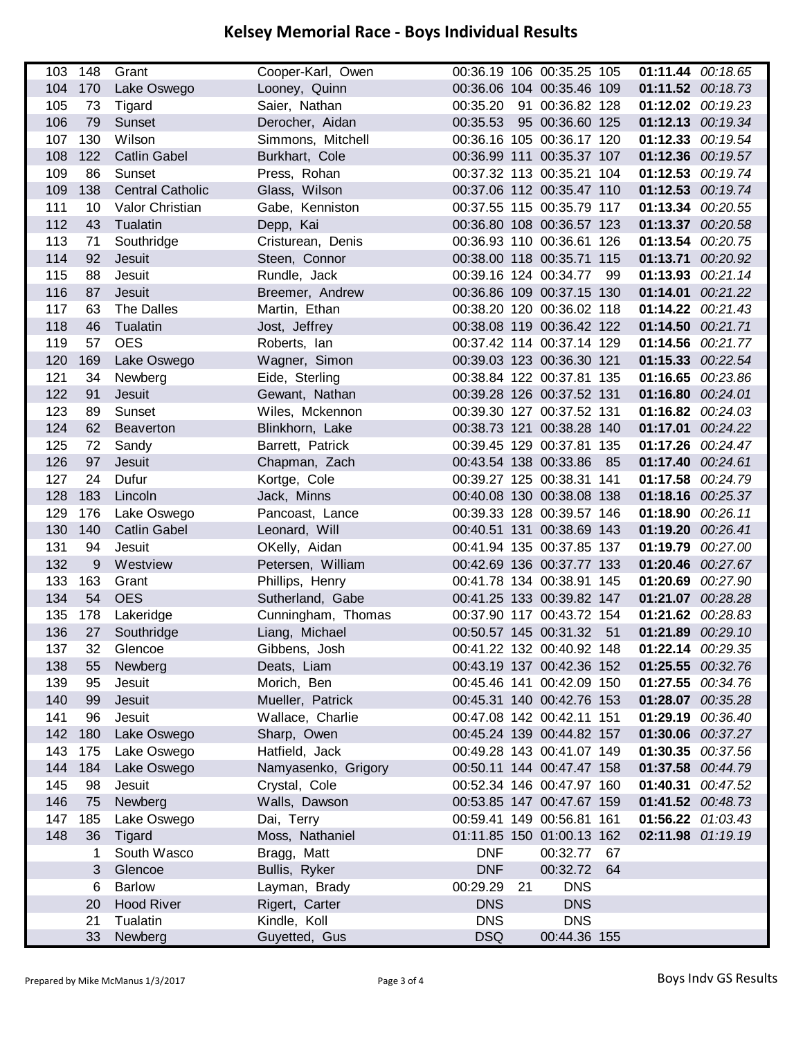# Kelsey Memorial Race - Boys Individual Results

| | | | | | | | | | |
|---|---|---|---|---|---|---|---|---|---|
| 103 | 148 | Grant | Cooper-Karl, Owen | 00:36.19 | 106 | 00:35.25 | 105 | **01:11.44** | *00:18.65* |
| 104 | 170 | Lake Oswego | Looney, Quinn | 00:36.06 | 104 | 00:35.46 | 109 | **01:11.52** | *00:18.73* |
| 105 | 73 | Tigard | Saier, Nathan | 00:35.20 | 91 | 00:36.82 | 128 | **01:12.02** | *00:19.23* |
| 106 | 79 | Sunset | Derocher, Aidan | 00:35.53 | 95 | 00:36.60 | 125 | **01:12.13** | *00:19.34* |
| 107 | 130 | Wilson | Simmons, Mitchell | 00:36.16 | 105 | 00:36.17 | 120 | **01:12.33** | *00:19.54* |
| 108 | 122 | Catlin Gabel | Burkhart, Cole | 00:36.99 | 111 | 00:35.37 | 107 | **01:12.36** | *00:19.57* |
| 109 | 86 | Sunset | Press, Rohan | 00:37.32 | 113 | 00:35.21 | 104 | **01:12.53** | *00:19.74* |
| 109 | 138 | Central Catholic | Glass, Wilson | 00:37.06 | 112 | 00:35.47 | 110 | **01:12.53** | *00:19.74* |
| 111 | 10 | Valor Christian | Gabe, Kenniston | 00:37.55 | 115 | 00:35.79 | 117 | **01:13.34** | *00:20.55* |
| 112 | 43 | Tualatin | Depp, Kai | 00:36.80 | 108 | 00:36.57 | 123 | **01:13.37** | *00:20.58* |
| 113 | 71 | Southridge | Cristurean, Denis | 00:36.93 | 110 | 00:36.61 | 126 | **01:13.54** | *00:20.75* |
| 114 | 92 | Jesuit | Steen, Connor | 00:38.00 | 118 | 00:35.71 | 115 | **01:13.71** | *00:20.92* |
| 115 | 88 | Jesuit | Rundle, Jack | 00:39.16 | 124 | 00:34.77 | 99 | **01:13.93** | *00:21.14* |
| 116 | 87 | Jesuit | Breemer, Andrew | 00:36.86 | 109 | 00:37.15 | 130 | **01:14.01** | *00:21.22* |
| 117 | 63 | The Dalles | Martin, Ethan | 00:38.20 | 120 | 00:36.02 | 118 | **01:14.22** | *00:21.43* |
| 118 | 46 | Tualatin | Jost, Jeffrey | 00:38.08 | 119 | 00:36.42 | 122 | **01:14.50** | *00:21.71* |
| 119 | 57 | OES | Roberts, Ian | 00:37.42 | 114 | 00:37.14 | 129 | **01:14.56** | *00:21.77* |
| 120 | 169 | Lake Oswego | Wagner, Simon | 00:39.03 | 123 | 00:36.30 | 121 | **01:15.33** | *00:22.54* |
| 121 | 34 | Newberg | Eide, Sterling | 00:38.84 | 122 | 00:37.81 | 135 | **01:16.65** | *00:23.86* |
| 122 | 91 | Jesuit | Gewant, Nathan | 00:39.28 | 126 | 00:37.52 | 131 | **01:16.80** | *00:24.01* |
| 123 | 89 | Sunset | Wiles, Mckennon | 00:39.30 | 127 | 00:37.52 | 131 | **01:16.82** | *00:24.03* |
| 124 | 62 | Beaverton | Blinkhorn, Lake | 00:38.73 | 121 | 00:38.28 | 140 | **01:17.01** | *00:24.22* |
| 125 | 72 | Sandy | Barrett, Patrick | 00:39.45 | 129 | 00:37.81 | 135 | **01:17.26** | *00:24.47* |
| 126 | 97 | Jesuit | Chapman, Zach | 00:43.54 | 138 | 00:33.86 | 85 | **01:17.40** | *00:24.61* |
| 127 | 24 | Dufur | Kortge, Cole | 00:39.27 | 125 | 00:38.31 | 141 | **01:17.58** | *00:24.79* |
| 128 | 183 | Lincoln | Jack, Minns | 00:40.08 | 130 | 00:38.08 | 138 | **01:18.16** | *00:25.37* |
| 129 | 176 | Lake Oswego | Pancoast, Lance | 00:39.33 | 128 | 00:39.57 | 146 | **01:18.90** | *00:26.11* |
| 130 | 140 | Catlin Gabel | Leonard, Will | 00:40.51 | 131 | 00:38.69 | 143 | **01:19.20** | *00:26.41* |
| 131 | 94 | Jesuit | OKelly, Aidan | 00:41.94 | 135 | 00:37.85 | 137 | **01:19.79** | *00:27.00* |
| 132 | 9 | Westview | Petersen, William | 00:42.69 | 136 | 00:37.77 | 133 | **01:20.46** | *00:27.67* |
| 133 | 163 | Grant | Phillips, Henry | 00:41.78 | 134 | 00:38.91 | 145 | **01:20.69** | *00:27.90* |
| 134 | 54 | OES | Sutherland, Gabe | 00:41.25 | 133 | 00:39.82 | 147 | **01:21.07** | *00:28.28* |
| 135 | 178 | Lakeridge | Cunningham, Thomas | 00:37.90 | 117 | 00:43.72 | 154 | **01:21.62** | *00:28.83* |
| 136 | 27 | Southridge | Liang, Michael | 00:50.57 | 145 | 00:31.32 | 51 | **01:21.89** | *00:29.10* |
| 137 | 32 | Glencoe | Gibbens, Josh | 00:41.22 | 132 | 00:40.92 | 148 | **01:22.14** | *00:29.35* |
| 138 | 55 | Newberg | Deats, Liam | 00:43.19 | 137 | 00:42.36 | 152 | **01:25.55** | *00:32.76* |
| 139 | 95 | Jesuit | Morich, Ben | 00:45.46 | 141 | 00:42.09 | 150 | **01:27.55** | *00:34.76* |
| 140 | 99 | Jesuit | Mueller, Patrick | 00:45.31 | 140 | 00:42.76 | 153 | **01:28.07** | *00:35.28* |
| 141 | 96 | Jesuit | Wallace, Charlie | 00:47.08 | 142 | 00:42.11 | 151 | **01:29.19** | *00:36.40* |
| 142 | 180 | Lake Oswego | Sharp, Owen | 00:45.24 | 139 | 00:44.82 | 157 | **01:30.06** | *00:37.27* |
| 143 | 175 | Lake Oswego | Hatfield, Jack | 00:49.28 | 143 | 00:41.07 | 149 | **01:30.35** | *00:37.56* |
| 144 | 184 | Lake Oswego | Namyasenko, Grigory | 00:50.11 | 144 | 00:47.47 | 158 | **01:37.58** | *00:44.79* |
| 145 | 98 | Jesuit | Crystal, Cole | 00:52.34 | 146 | 00:47.97 | 160 | **01:40.31** | *00:47.52* |
| 146 | 75 | Newberg | Walls, Dawson | 00:53.85 | 147 | 00:47.67 | 159 | **01:41.52** | *00:48.73* |
| 147 | 185 | Lake Oswego | Dai, Terry | 00:59.41 | 149 | 00:56.81 | 161 | **01:56.22** | *01:03.43* |
| 148 | 36 | Tigard | Moss, Nathaniel | 01:11.85 | 150 | 01:00.13 | 162 | **02:11.98** | *01:19.19* |
| | 1 | South Wasco | Bragg, Matt | DNF | | 00:32.77 | 67 | | |
| | 3 | Glencoe | Bullis, Ryker | DNF | | 00:32.72 | 64 | | |
| | 6 | Barlow | Layman, Brady | 00:29.29 | 21 | DNS | | | |
| | 20 | Hood River | Rigert, Carter | DNS | | DNS | | | |
| | 21 | Tualatin | Kindle, Koll | DNS | | DNS | | | |
| | 33 | Newberg | Guyetted, Gus | DSQ | | 00:44.36 | 155 | | |

Prepared by Mike McManus 1/3/2017

Boys Indv GS Results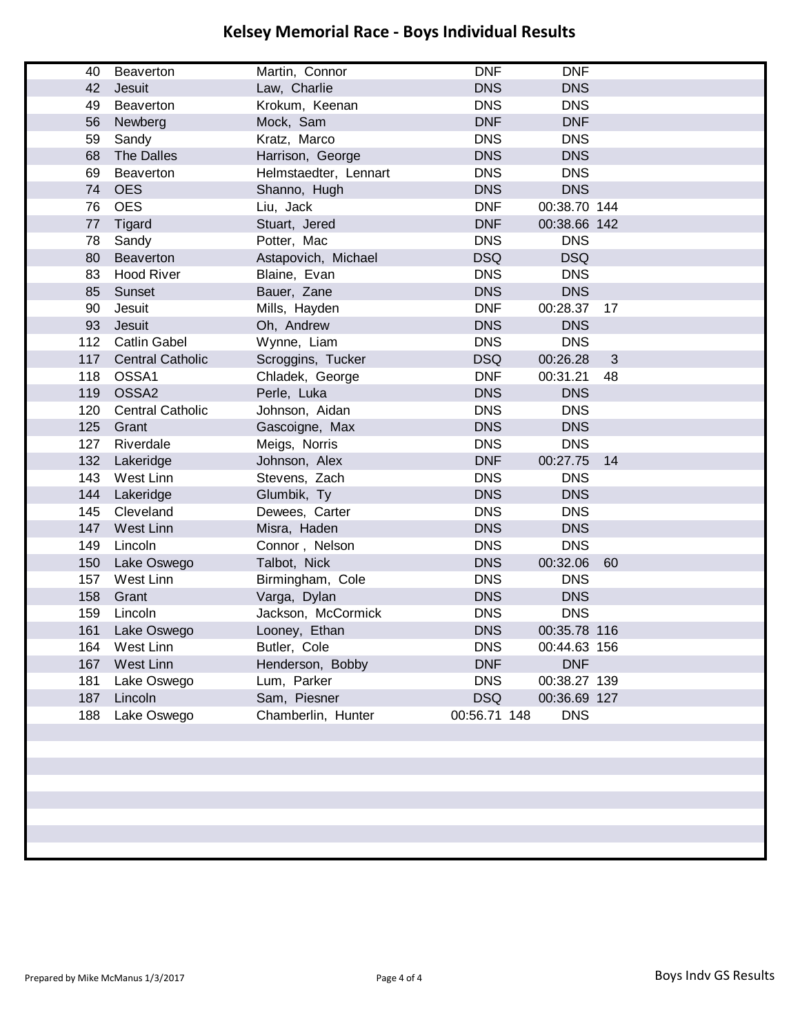# Kelsey Memorial Race - Boys Individual Results

| | | | | | |
|---|---|---|---|---|---|
| 40 | Beaverton | Martin, Connor | DNF | DNF | |
| 42 | Jesuit | Law, Charlie | DNS | DNS | |
| 49 | Beaverton | Krokum, Keenan | DNS | DNS | |
| 56 | Newberg | Mock, Sam | DNF | DNF | |
| 59 | Sandy | Kratz, Marco | DNS | DNS | |
| 68 | The Dalles | Harrison, George | DNS | DNS | |
| 69 | Beaverton | Helmstaedter, Lennart | DNS | DNS | |
| 74 | OES | Shanno, Hugh | DNS | DNS | |
| 76 | OES | Liu, Jack | DNF | 00:38.70 | 144 |
| 77 | Tigard | Stuart, Jered | DNF | 00:38.66 | 142 |
| 78 | Sandy | Potter, Mac | DNS | DNS | |
| 80 | Beaverton | Astapovich, Michael | DSQ | DSQ | |
| 83 | Hood River | Blaine, Evan | DNS | DNS | |
| 85 | Sunset | Bauer, Zane | DNS | DNS | |
| 90 | Jesuit | Mills, Hayden | DNF | 00:28.37 | 17 |
| 93 | Jesuit | Oh, Andrew | DNS | DNS | |
| 112 | Catlin Gabel | Wynne, Liam | DNS | DNS | |
| 117 | Central Catholic | Scroggins, Tucker | DSQ | 00:26.28 | 3 |
| 118 | OSSA1 | Chladek, George | DNF | 00:31.21 | 48 |
| 119 | OSSA2 | Perle, Luka | DNS | DNS | |
| 120 | Central Catholic | Johnson, Aidan | DNS | DNS | |
| 125 | Grant | Gascoigne, Max | DNS | DNS | |
| 127 | Riverdale | Meigs, Norris | DNS | DNS | |
| 132 | Lakeridge | Johnson, Alex | DNF | 00:27.75 | 14 |
| 143 | West Linn | Stevens, Zach | DNS | DNS | |
| 144 | Lakeridge | Glumbik, Ty | DNS | DNS | |
| 145 | Cleveland | Dewees, Carter | DNS | DNS | |
| 147 | West Linn | Misra, Haden | DNS | DNS | |
| 149 | Lincoln | Connor , Nelson | DNS | DNS | |
| 150 | Lake Oswego | Talbot, Nick | DNS | 00:32.06 | 60 |
| 157 | West Linn | Birmingham, Cole | DNS | DNS | |
| 158 | Grant | Varga, Dylan | DNS | DNS | |
| 159 | Lincoln | Jackson, McCormick | DNS | DNS | |
| 161 | Lake Oswego | Looney, Ethan | DNS | 00:35.78 | 116 |
| 164 | West Linn | Butler, Cole | DNS | 00:44.63 | 156 |
| 167 | West Linn | Henderson, Bobby | DNF | DNF | |
| 181 | Lake Oswego | Lum, Parker | DNS | 00:38.27 | 139 |
| 187 | Lincoln | Sam, Piesner | DSQ | 00:36.69 | 127 |
| 188 | Lake Oswego | Chamberlin, Hunter | 00:56.71 148 | DNS | |

Prepared by Mike McManus 1/3/2017

Boys Indv GS Results